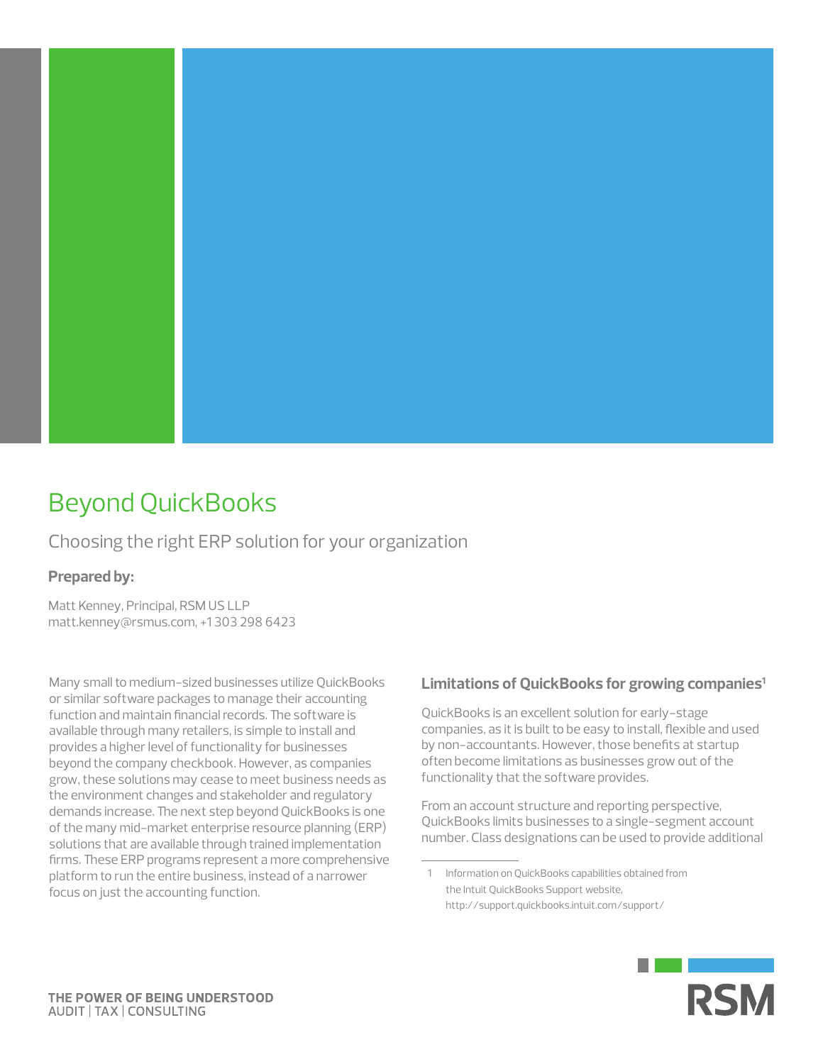# Beyond QuickBooks

## Choosing the right ERP solution for your organization

**Prepared by:**

Matt Kenney, Principal, RSM US LLP
matt.kenney@rsmus.com, +1 303 298 6423

Many small to medium-sized businesses utilize QuickBooks or similar software packages to manage their accounting function and maintain financial records. The software is available through many retailers, is simple to install and provides a higher level of functionality for businesses beyond the company checkbook. However, as companies grow, these solutions may cease to meet business needs as the environment changes and stakeholder and regulatory demands increase. The next step beyond QuickBooks is one of the many mid-market enterprise resource planning (ERP) solutions that are available through trained implementation firms. These ERP programs represent a more comprehensive platform to run the entire business, instead of a narrower focus on just the accounting function.

### Limitations of QuickBooks for growing companies[1]

QuickBooks is an excellent solution for early-stage companies, as it is built to be easy to install, flexible and used by non-accountants. However, those benefits at startup often become limitations as businesses grow out of the functionality that the software provides.

From an account structure and reporting perspective, QuickBooks limits businesses to a single-segment account number. Class designations can be used to provide additional

1 Information on QuickBooks capabilities obtained from the Intuit QuickBooks Support website, http://support.quickbooks.intuit.com/support/

THE POWER OF BEING UNDERSTOOD
AUDIT | TAX | CONSULTING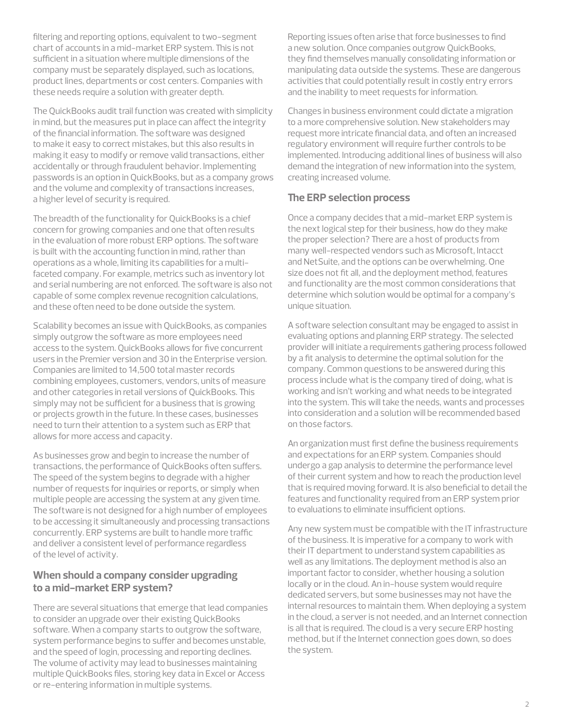filtering and reporting options, equivalent to two-segment chart of accounts in a mid-market ERP system. This is not sufficient in a situation where multiple dimensions of the company must be separately displayed, such as locations, product lines, departments or cost centers. Companies with these needs require a solution with greater depth.

The QuickBooks audit trail function was created with simplicity in mind, but the measures put in place can affect the integrity of the financial information. The software was designed to make it easy to correct mistakes, but this also results in making it easy to modify or remove valid transactions, either accidentally or through fraudulent behavior. Implementing passwords is an option in QuickBooks, but as a company grows and the volume and complexity of transactions increases, a higher level of security is required.

The breadth of the functionality for QuickBooks is a chief concern for growing companies and one that often results in the evaluation of more robust ERP options. The software is built with the accounting function in mind, rather than operations as a whole, limiting its capabilities for a multi-faceted company. For example, metrics such as inventory lot and serial numbering are not enforced. The software is also not capable of some complex revenue recognition calculations, and these often need to be done outside the system.

Scalability becomes an issue with QuickBooks, as companies simply outgrow the software as more employees need access to the system. QuickBooks allows for five concurrent users in the Premier version and 30 in the Enterprise version. Companies are limited to 14,500 total master records combining employees, customers, vendors, units of measure and other categories in retail versions of QuickBooks. This simply may not be sufficient for a business that is growing or projects growth in the future. In these cases, businesses need to turn their attention to a system such as ERP that allows for more access and capacity.

As businesses grow and begin to increase the number of transactions, the performance of QuickBooks often suffers. The speed of the system begins to degrade with a higher number of requests for inquiries or reports, or simply when multiple people are accessing the system at any given time. The software is not designed for a high number of employees to be accessing it simultaneously and processing transactions concurrently. ERP systems are built to handle more traffic and deliver a consistent level of performance regardless of the level of activity.

## When should a company consider upgrading to a mid-market ERP system?

There are several situations that emerge that lead companies to consider an upgrade over their existing QuickBooks software. When a company starts to outgrow the software, system performance begins to suffer and becomes unstable, and the speed of login, processing and reporting declines. The volume of activity may lead to businesses maintaining multiple QuickBooks files, storing key data in Excel or Access or re-entering information in multiple systems.

Reporting issues often arise that force businesses to find a new solution. Once companies outgrow QuickBooks, they find themselves manually consolidating information or manipulating data outside the systems. These are dangerous activities that could potentially result in costly entry errors and the inability to meet requests for information.

Changes in business environment could dictate a migration to a more comprehensive solution. New stakeholders may request more intricate financial data, and often an increased regulatory environment will require further controls to be implemented. Introducing additional lines of business will also demand the integration of new information into the system, creating increased volume.

## The ERP selection process

Once a company decides that a mid-market ERP system is the next logical step for their business, how do they make the proper selection? There are a host of products from many well-respected vendors such as Microsoft, Intacct and NetSuite, and the options can be overwhelming. One size does not fit all, and the deployment method, features and functionality are the most common considerations that determine which solution would be optimal for a company's unique situation.

A software selection consultant may be engaged to assist in evaluating options and planning ERP strategy. The selected provider will initiate a requirements gathering process followed by a fit analysis to determine the optimal solution for the company. Common questions to be answered during this process include what is the company tired of doing, what is working and isn't working and what needs to be integrated into the system. This will take the needs, wants and processes into consideration and a solution will be recommended based on those factors.

An organization must first define the business requirements and expectations for an ERP system. Companies should undergo a gap analysis to determine the performance level of their current system and how to reach the production level that is required moving forward. It is also beneficial to detail the features and functionality required from an ERP system prior to evaluations to eliminate insufficient options.

Any new system must be compatible with the IT infrastructure of the business. It is imperative for a company to work with their IT department to understand system capabilities as well as any limitations. The deployment method is also an important factor to consider, whether housing a solution locally or in the cloud. An in-house system would require dedicated servers, but some businesses may not have the internal resources to maintain them. When deploying a system in the cloud, a server is not needed, and an Internet connection is all that is required. The cloud is a very secure ERP hosting method, but if the Internet connection goes down, so does the system.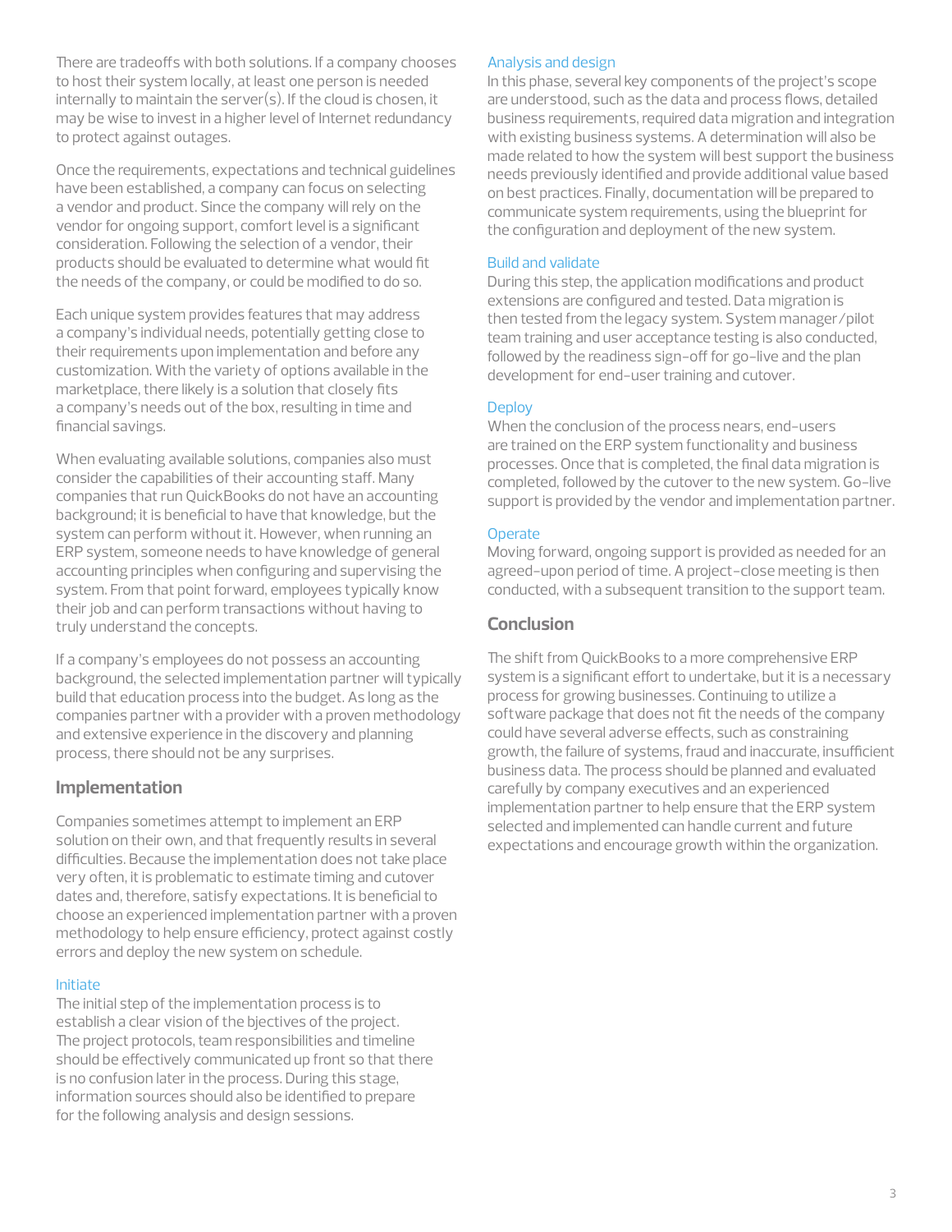There are tradeoffs with both solutions. If a company chooses to host their system locally, at least one person is needed internally to maintain the server(s). If the cloud is chosen, it may be wise to invest in a higher level of Internet redundancy to protect against outages.

Once the requirements, expectations and technical guidelines have been established, a company can focus on selecting a vendor and product. Since the company will rely on the vendor for ongoing support, comfort level is a significant consideration. Following the selection of a vendor, their products should be evaluated to determine what would fit the needs of the company, or could be modified to do so.

Each unique system provides features that may address a company's individual needs, potentially getting close to their requirements upon implementation and before any customization. With the variety of options available in the marketplace, there likely is a solution that closely fits a company's needs out of the box, resulting in time and financial savings.

When evaluating available solutions, companies also must consider the capabilities of their accounting staff. Many companies that run QuickBooks do not have an accounting background; it is beneficial to have that knowledge, but the system can perform without it. However, when running an ERP system, someone needs to have knowledge of general accounting principles when configuring and supervising the system. From that point forward, employees typically know their job and can perform transactions without having to truly understand the concepts.

If a company's employees do not possess an accounting background, the selected implementation partner will typically build that education process into the budget. As long as the companies partner with a provider with a proven methodology and extensive experience in the discovery and planning process, there should not be any surprises.

## Implementation

Companies sometimes attempt to implement an ERP solution on their own, and that frequently results in several difficulties. Because the implementation does not take place very often, it is problematic to estimate timing and cutover dates and, therefore, satisfy expectations. It is beneficial to choose an experienced implementation partner with a proven methodology to help ensure efficiency, protect against costly errors and deploy the new system on schedule.

### Initiate

The initial step of the implementation process is to establish a clear vision of the bjectives of the project. The project protocols, team responsibilities and timeline should be effectively communicated up front so that there is no confusion later in the process. During this stage, information sources should also be identified to prepare for the following analysis and design sessions.

### Analysis and design

In this phase, several key components of the project's scope are understood, such as the data and process flows, detailed business requirements, required data migration and integration with existing business systems. A determination will also be made related to how the system will best support the business needs previously identified and provide additional value based on best practices. Finally, documentation will be prepared to communicate system requirements, using the blueprint for the configuration and deployment of the new system.

### Build and validate

During this step, the application modifications and product extensions are configured and tested. Data migration is then tested from the legacy system. System manager/pilot team training and user acceptance testing is also conducted, followed by the readiness sign-off for go-live and the plan development for end-user training and cutover.

### Deploy

When the conclusion of the process nears, end-users are trained on the ERP system functionality and business processes. Once that is completed, the final data migration is completed, followed by the cutover to the new system. Go-live support is provided by the vendor and implementation partner.

### Operate

Moving forward, ongoing support is provided as needed for an agreed-upon period of time. A project-close meeting is then conducted, with a subsequent transition to the support team.

## Conclusion

The shift from QuickBooks to a more comprehensive ERP system is a significant effort to undertake, but it is a necessary process for growing businesses. Continuing to utilize a software package that does not fit the needs of the company could have several adverse effects, such as constraining growth, the failure of systems, fraud and inaccurate, insufficient business data. The process should be planned and evaluated carefully by company executives and an experienced implementation partner to help ensure that the ERP system selected and implemented can handle current and future expectations and encourage growth within the organization.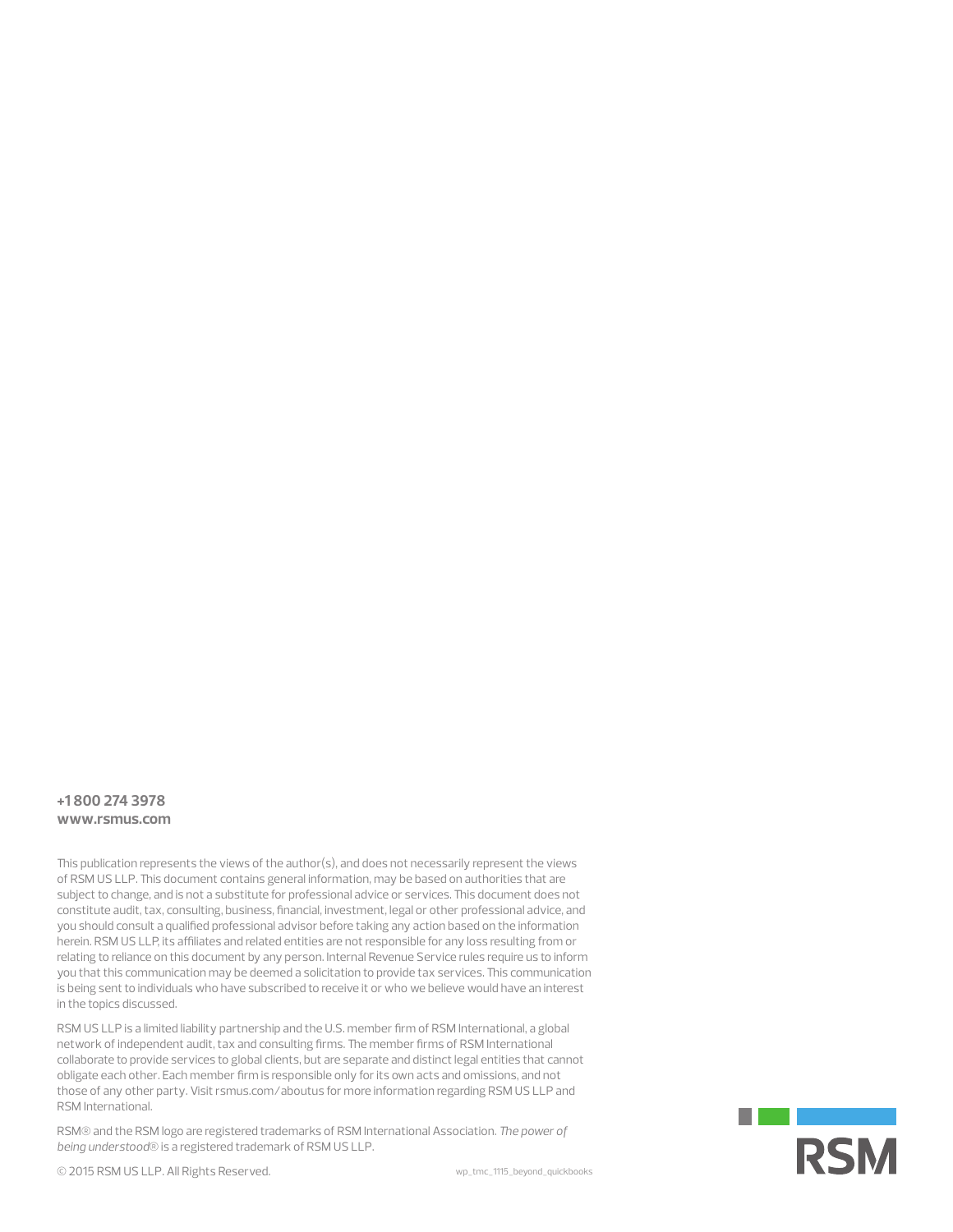**+1 800 274 3978**
**www.rsmus.com**

This publication represents the views of the author(s), and does not necessarily represent the views of RSM US LLP. This document contains general information, may be based on authorities that are subject to change, and is not a substitute for professional advice or services. This document does not constitute audit, tax, consulting, business, financial, investment, legal or other professional advice, and you should consult a qualified professional advisor before taking any action based on the information herein. RSM US LLP, its affiliates and related entities are not responsible for any loss resulting from or relating to reliance on this document by any person. Internal Revenue Service rules require us to inform you that this communication may be deemed a solicitation to provide tax services. This communication is being sent to individuals who have subscribed to receive it or who we believe would have an interest in the topics discussed.

RSM US LLP is a limited liability partnership and the U.S. member firm of RSM International, a global network of independent audit, tax and consulting firms. The member firms of RSM International collaborate to provide services to global clients, but are separate and distinct legal entities that cannot obligate each other. Each member firm is responsible only for its own acts and omissions, and not those of any other party. Visit rsmus.com/aboutus for more information regarding RSM US LLP and RSM International.

RSM® and the RSM logo are registered trademarks of RSM International Association. *The power of being understood*® is a registered trademark of RSM US LLP.

© 2015 RSM US LLP. All Rights Reserved.

wp_tmc_1115_beyond_quickbooks

RSM